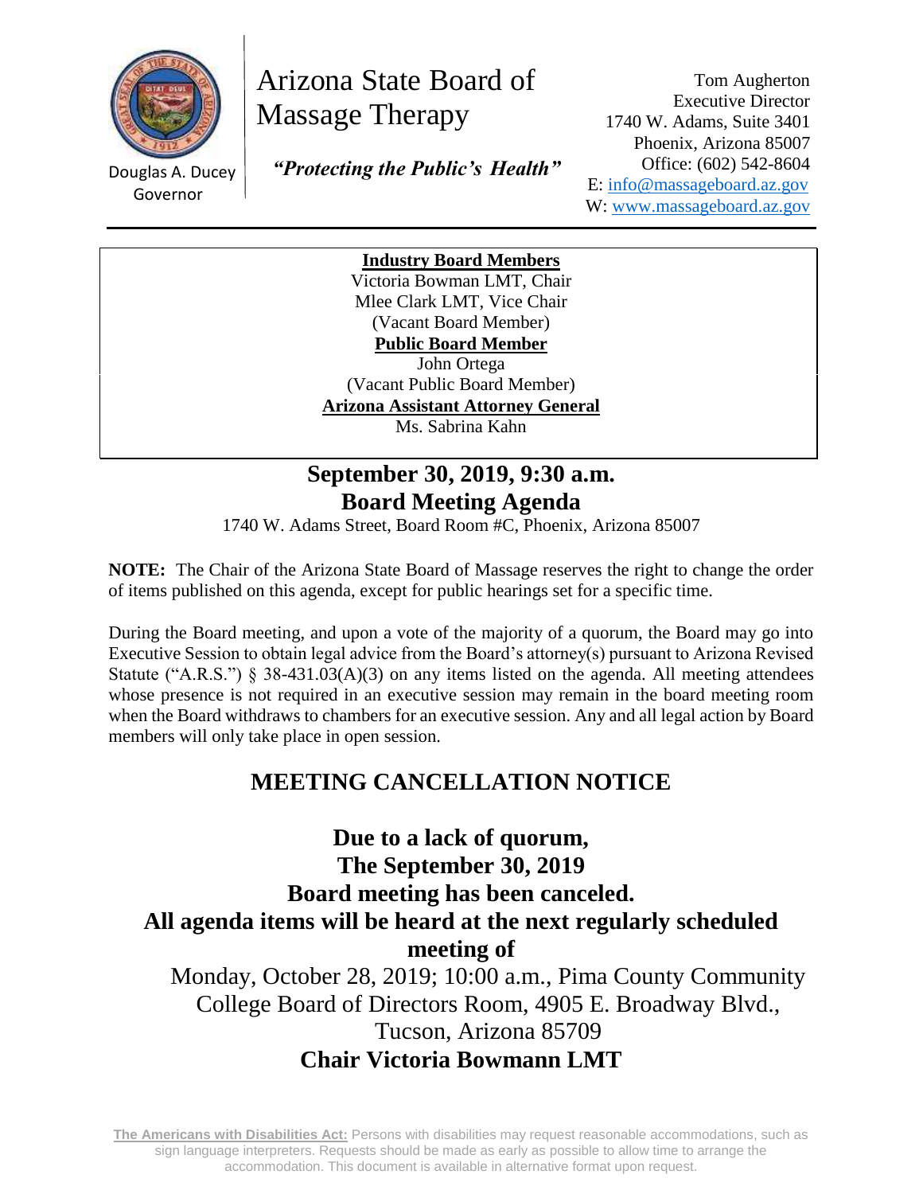Douglas A. Ducey
Governor

# Arizona State Board of Massage Therapy

***"Protecting the Public's Health"***

Tom Augherton
Executive Director
1740 W. Adams, Suite 3401
Phoenix, Arizona 85007
Office: (602) 542-8604
E: info@massageboard.az.gov
W: www.massageboard.az.gov

**Industry Board Members**
Victoria Bowman LMT, Chair
Mlee Clark LMT, Vice Chair
(Vacant Board Member)
**Public Board Member**
John Ortega
(Vacant Public Board Member)
**Arizona Assistant Attorney General**
Ms. Sabrina Kahn

## September 30, 2019, 9:30 a.m.
## Board Meeting Agenda

1740 W. Adams Street, Board Room #C, Phoenix, Arizona 85007

**NOTE:** The Chair of the Arizona State Board of Massage reserves the right to change the order of items published on this agenda, except for public hearings set for a specific time.

During the Board meeting, and upon a vote of the majority of a quorum, the Board may go into Executive Session to obtain legal advice from the Board's attorney(s) pursuant to Arizona Revised Statute ("A.R.S.") § 38-431.03(A)(3) on any items listed on the agenda. All meeting attendees whose presence is not required in an executive session may remain in the board meeting room when the Board withdraws to chambers for an executive session. Any and all legal action by Board members will only take place in open session.

## MEETING CANCELLATION NOTICE

**Due to a lack of quorum,**
**The September 30, 2019**
**Board meeting has been canceled.**
**All agenda items will be heard at the next regularly scheduled meeting of**
Monday, October 28, 2019; 10:00 a.m., Pima County Community College Board of Directors Room, 4905 E. Broadway Blvd., Tucson, Arizona 85709
**Chair Victoria Bowmann LMT**

**The Americans with Disabilities Act:** Persons with disabilities may request reasonable accommodations, such as sign language interpreters. Requests should be made as early as possible to allow time to arrange the accommodation. This document is available in alternative format upon request.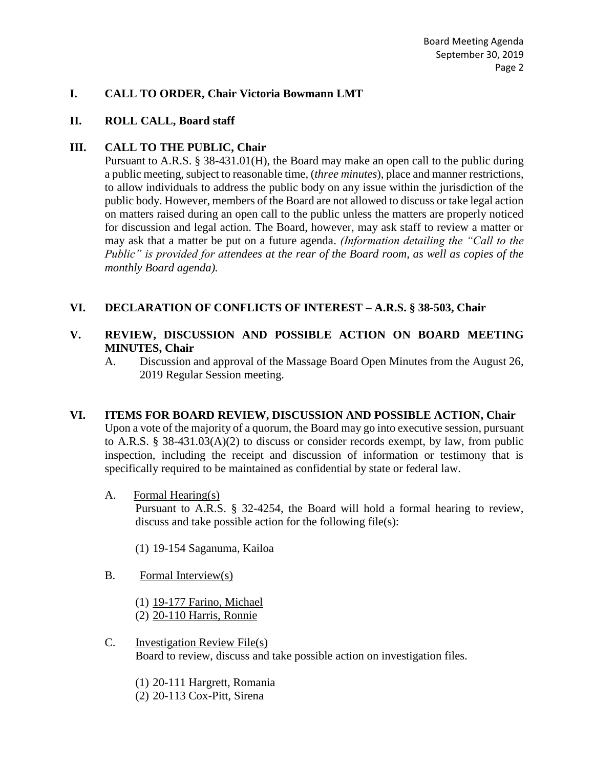## I. CALL TO ORDER, Chair Victoria Bowmann LMT

## II. ROLL CALL, Board staff

## III. CALL TO THE PUBLIC, Chair

Pursuant to A.R.S. § 38-431.01(H), the Board may make an open call to the public during a public meeting, subject to reasonable time, (*three minutes*), place and manner restrictions, to allow individuals to address the public body on any issue within the jurisdiction of the public body. However, members of the Board are not allowed to discuss or take legal action on matters raised during an open call to the public unless the matters are properly noticed for discussion and legal action. The Board, however, may ask staff to review a matter or may ask that a matter be put on a future agenda. *(Information detailing the "Call to the Public" is provided for attendees at the rear of the Board room, as well as copies of the monthly Board agenda).*

## VI. DECLARATION OF CONFLICTS OF INTEREST – A.R.S. § 38-503, Chair

## V. REVIEW, DISCUSSION AND POSSIBLE ACTION ON BOARD MEETING MINUTES, Chair

A. Discussion and approval of the Massage Board Open Minutes from the August 26, 2019 Regular Session meeting.

## VI. ITEMS FOR BOARD REVIEW, DISCUSSION AND POSSIBLE ACTION, Chair

Upon a vote of the majority of a quorum, the Board may go into executive session, pursuant to A.R.S. § 38-431.03(A)(2) to discuss or consider records exempt, by law, from public inspection, including the receipt and discussion of information or testimony that is specifically required to be maintained as confidential by state or federal law.

A. <u>Formal Hearing(s)</u>

Pursuant to A.R.S. § 32-4254, the Board will hold a formal hearing to review, discuss and take possible action for the following file(s):

(1) 19-154 Saganuma, Kailoa

B. <u>Formal Interview(s)</u>

(1) <u>19-177 Farino, Michael</u>
(2) <u>20-110 Harris, Ronnie</u>

C. <u>Investigation Review File(s)</u>

Board to review, discuss and take possible action on investigation files.

(1) 20-111 Hargrett, Romania
(2) 20-113 Cox-Pitt, Sirena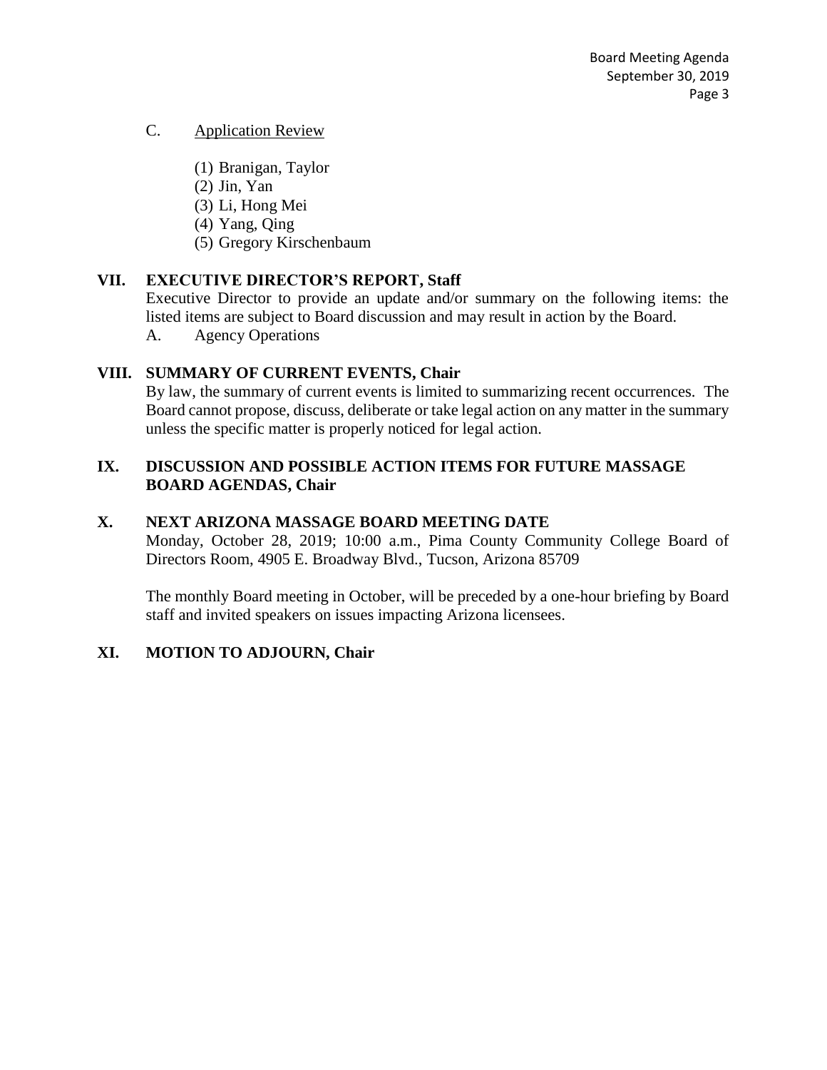C. <u>Application Review</u>

(1) Branigan, Taylor
(2) Jin, Yan
(3) Li, Hong Mei
(4) Yang, Qing
(5) Gregory Kirschenbaum

## VII. EXECUTIVE DIRECTOR'S REPORT, Staff

Executive Director to provide an update and/or summary on the following items: the listed items are subject to Board discussion and may result in action by the Board.

A. Agency Operations

## VIII. SUMMARY OF CURRENT EVENTS, Chair

By law, the summary of current events is limited to summarizing recent occurrences. The Board cannot propose, discuss, deliberate or take legal action on any matter in the summary unless the specific matter is properly noticed for legal action.

## IX. DISCUSSION AND POSSIBLE ACTION ITEMS FOR FUTURE MASSAGE BOARD AGENDAS, Chair

## X. NEXT ARIZONA MASSAGE BOARD MEETING DATE

Monday, October 28, 2019; 10:00 a.m., Pima County Community College Board of Directors Room, 4905 E. Broadway Blvd., Tucson, Arizona 85709

The monthly Board meeting in October, will be preceded by a one-hour briefing by Board staff and invited speakers on issues impacting Arizona licensees.

## XI. MOTION TO ADJOURN, Chair